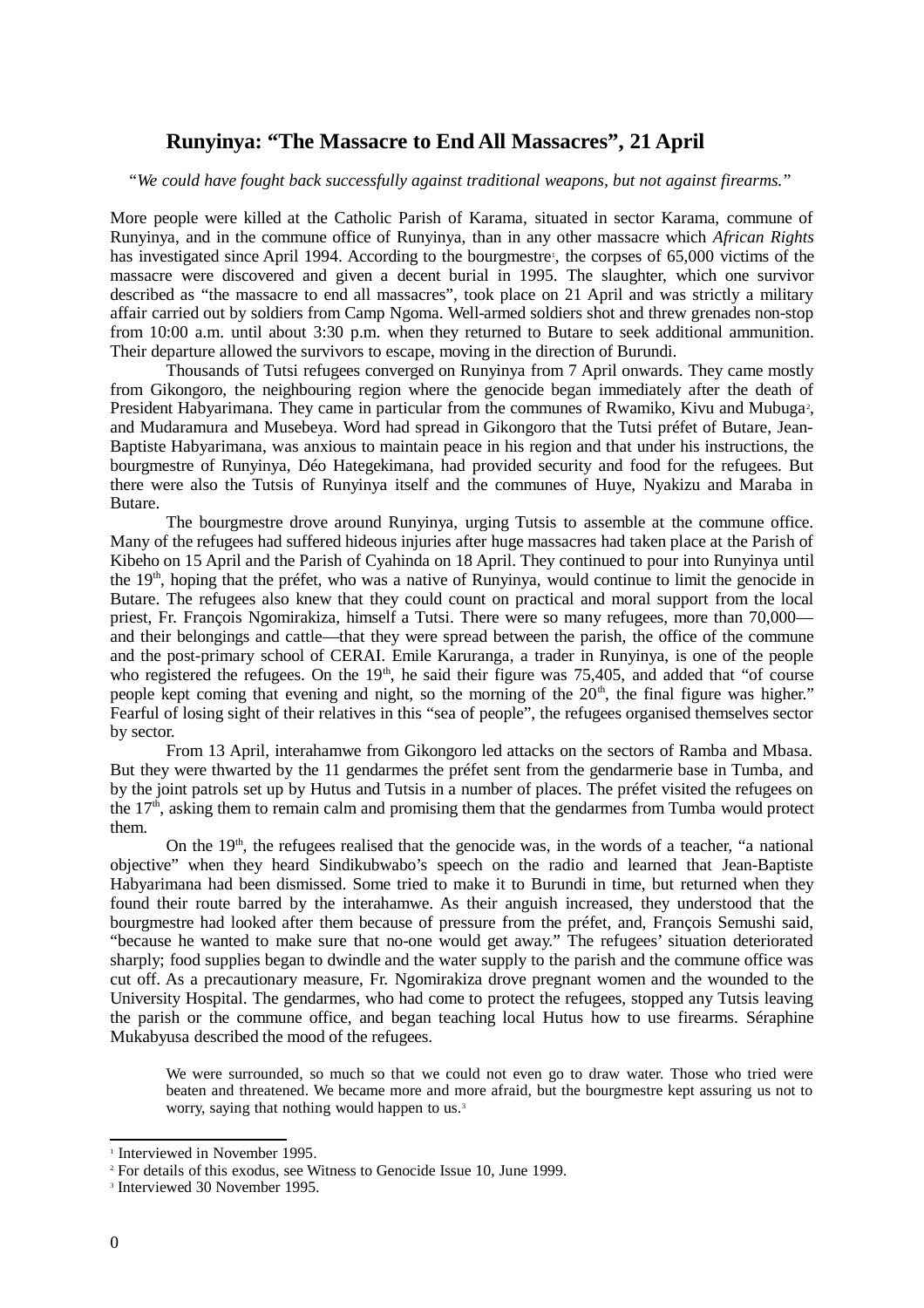# Runyinya: "The Massacre to End All Massacres", 21 April

*"We could have fought back successfully against traditional weapons, but not against firearms."*

More people were killed at the Catholic Parish of Karama, situated in sector Karama, commune of Runyinya, and in the commune office of Runyinya, than in any other massacre which *African Rights* has investigated since April 1994. According to the bourgmestre[1], the corpses of 65,000 victims of the massacre were discovered and given a decent burial in 1995. The slaughter, which one survivor described as "the massacre to end all massacres", took place on 21 April and was strictly a military affair carried out by soldiers from Camp Ngoma. Well-armed soldiers shot and threw grenades non-stop from 10:00 a.m. until about 3:30 p.m. when they returned to Butare to seek additional ammunition. Their departure allowed the survivors to escape, moving in the direction of Burundi.

Thousands of Tutsi refugees converged on Runyinya from 7 April onwards. They came mostly from Gikongoro, the neighbouring region where the genocide began immediately after the death of President Habyarimana. They came in particular from the communes of Rwamiko, Kivu and Mubuga[2], and Mudaramura and Musebeya. Word had spread in Gikongoro that the Tutsi préfet of Butare, Jean-Baptiste Habyarimana, was anxious to maintain peace in his region and that under his instructions, the bourgmestre of Runyinya, Déo Hategekimana, had provided security and food for the refugees. But there were also the Tutsis of Runyinya itself and the communes of Huye, Nyakizu and Maraba in Butare.

The bourgmestre drove around Runyinya, urging Tutsis to assemble at the commune office. Many of the refugees had suffered hideous injuries after huge massacres had taken place at the Parish of Kibeho on 15 April and the Parish of Cyahinda on 18 April. They continued to pour into Runyinya until the 19th, hoping that the préfet, who was a native of Runyinya, would continue to limit the genocide in Butare. The refugees also knew that they could count on practical and moral support from the local priest, Fr. François Ngomirakiza, himself a Tutsi. There were so many refugees, more than 70,000—and their belongings and cattle—that they were spread between the parish, the office of the commune and the post-primary school of CERAI. Emile Karuranga, a trader in Runyinya, is one of the people who registered the refugees. On the 19th, he said their figure was 75,405, and added that "of course people kept coming that evening and night, so the morning of the 20th, the final figure was higher." Fearful of losing sight of their relatives in this "sea of people", the refugees organised themselves sector by sector.

From 13 April, interahamwe from Gikongoro led attacks on the sectors of Ramba and Mbasa. But they were thwarted by the 11 gendarmes the préfet sent from the gendarmerie base in Tumba, and by the joint patrols set up by Hutus and Tutsis in a number of places. The préfet visited the refugees on the 17th, asking them to remain calm and promising them that the gendarmes from Tumba would protect them.

On the 19th, the refugees realised that the genocide was, in the words of a teacher, "a national objective" when they heard Sindikubwabo's speech on the radio and learned that Jean-Baptiste Habyarimana had been dismissed. Some tried to make it to Burundi in time, but returned when they found their route barred by the interahamwe. As their anguish increased, they understood that the bourgmestre had looked after them because of pressure from the préfet, and, François Semushi said, "because he wanted to make sure that no-one would get away." The refugees' situation deteriorated sharply; food supplies began to dwindle and the water supply to the parish and the commune office was cut off. As a precautionary measure, Fr. Ngomirakiza drove pregnant women and the wounded to the University Hospital. The gendarmes, who had come to protect the refugees, stopped any Tutsis leaving the parish or the commune office, and began teaching local Hutus how to use firearms. Séraphine Mukabyusa described the mood of the refugees.

> We were surrounded, so much so that we could not even go to draw water. Those who tried were beaten and threatened. We became more and more afraid, but the bourgmestre kept assuring us not to worry, saying that nothing would happen to us.[3]

---

[1] Interviewed in November 1995.

[2] For details of this exodus, see Witness to Genocide Issue 10, June 1999.

[3] Interviewed 30 November 1995.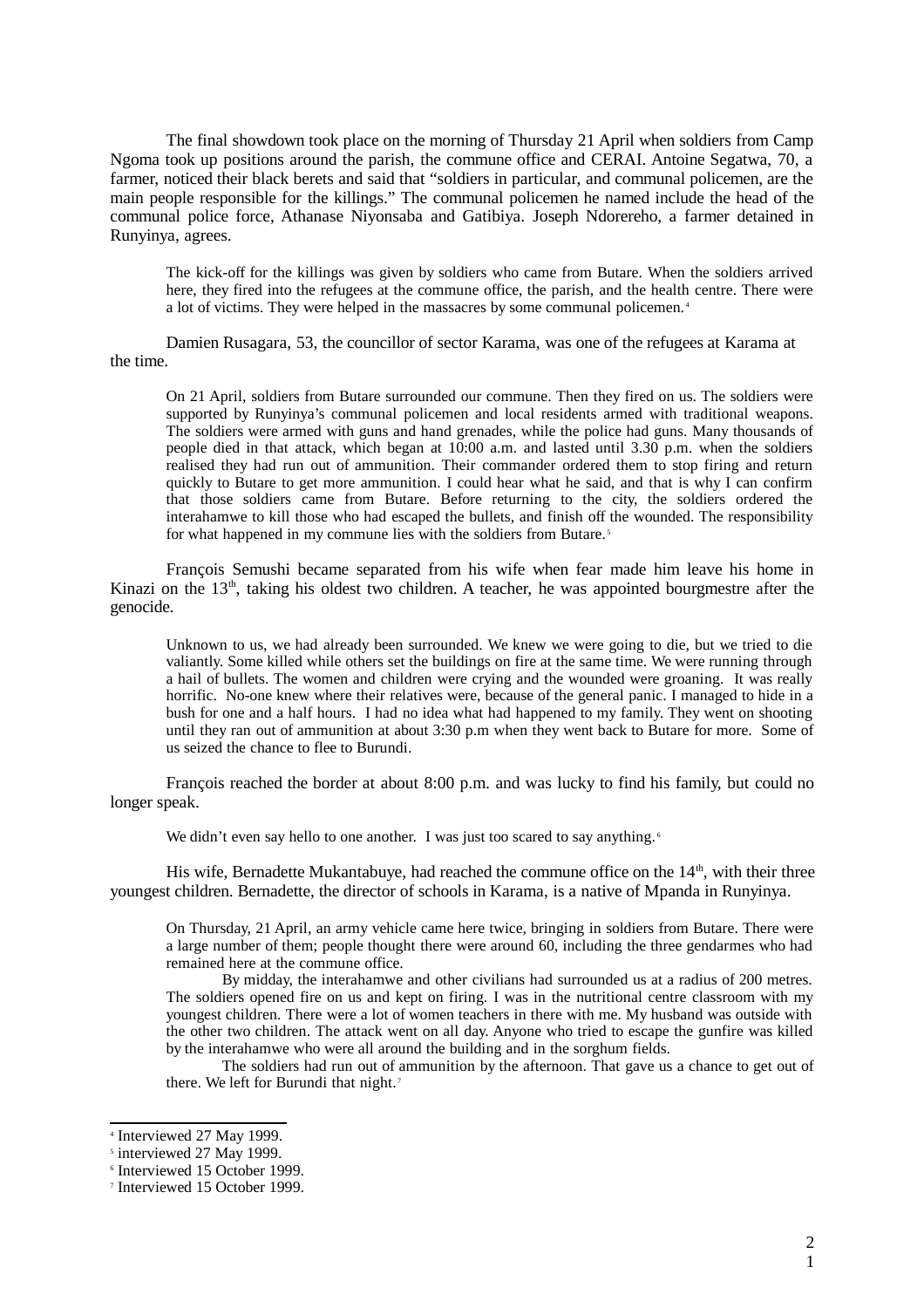The final showdown took place on the morning of Thursday 21 April when soldiers from Camp Ngoma took up positions around the parish, the commune office and CERAI. Antoine Segatwa, 70, a farmer, noticed their black berets and said that "soldiers in particular, and communal policemen, are the main people responsible for the killings." The communal policemen he named include the head of the communal police force, Athanase Niyonsaba and Gatibiya. Joseph Ndorereho, a farmer detained in Runyinya, agrees.

> The kick-off for the killings was given by soldiers who came from Butare. When the soldiers arrived here, they fired into the refugees at the commune office, the parish, and the health centre. There were a lot of victims. They were helped in the massacres by some communal policemen.[4]

Damien Rusagara, 53, the councillor of sector Karama, was one of the refugees at Karama at the time.

> On 21 April, soldiers from Butare surrounded our commune. Then they fired on us. The soldiers were supported by Runyinya's communal policemen and local residents armed with traditional weapons. The soldiers were armed with guns and hand grenades, while the police had guns. Many thousands of people died in that attack, which began at 10:00 a.m. and lasted until 3.30 p.m. when the soldiers realised they had run out of ammunition. Their commander ordered them to stop firing and return quickly to Butare to get more ammunition. I could hear what he said, and that is why I can confirm that those soldiers came from Butare. Before returning to the city, the soldiers ordered the interahamwe to kill those who had escaped the bullets, and finish off the wounded. The responsibility for what happened in my commune lies with the soldiers from Butare.[5]

François Semushi became separated from his wife when fear made him leave his home in Kinazi on the 13th, taking his oldest two children. A teacher, he was appointed bourgmestre after the genocide.

> Unknown to us, we had already been surrounded. We knew we were going to die, but we tried to die valiantly. Some killed while others set the buildings on fire at the same time. We were running through a hail of bullets. The women and children were crying and the wounded were groaning. It was really horrific. No-one knew where their relatives were, because of the general panic. I managed to hide in a bush for one and a half hours. I had no idea what had happened to my family. They went on shooting until they ran out of ammunition at about 3:30 p.m when they went back to Butare for more. Some of us seized the chance to flee to Burundi.

François reached the border at about 8:00 p.m. and was lucky to find his family, but could no longer speak.

> We didn't even say hello to one another. I was just too scared to say anything.[6]

His wife, Bernadette Mukantabuye, had reached the commune office on the 14th, with their three youngest children. Bernadette, the director of schools in Karama, is a native of Mpanda in Runyinya.

> On Thursday, 21 April, an army vehicle came here twice, bringing in soldiers from Butare. There were a large number of them; people thought there were around 60, including the three gendarmes who had remained here at the commune office.
>
> By midday, the interahamwe and other civilians had surrounded us at a radius of 200 metres. The soldiers opened fire on us and kept on firing. I was in the nutritional centre classroom with my youngest children. There were a lot of women teachers in there with me. My husband was outside with the other two children. The attack went on all day. Anyone who tried to escape the gunfire was killed by the interahamwe who were all around the building and in the sorghum fields.
>
> The soldiers had run out of ammunition by the afternoon. That gave us a chance to get out of there. We left for Burundi that night.[7]

---

[4] Interviewed 27 May 1999.

[5] interviewed 27 May 1999.

[6] Interviewed 15 October 1999.

[7] Interviewed 15 October 1999.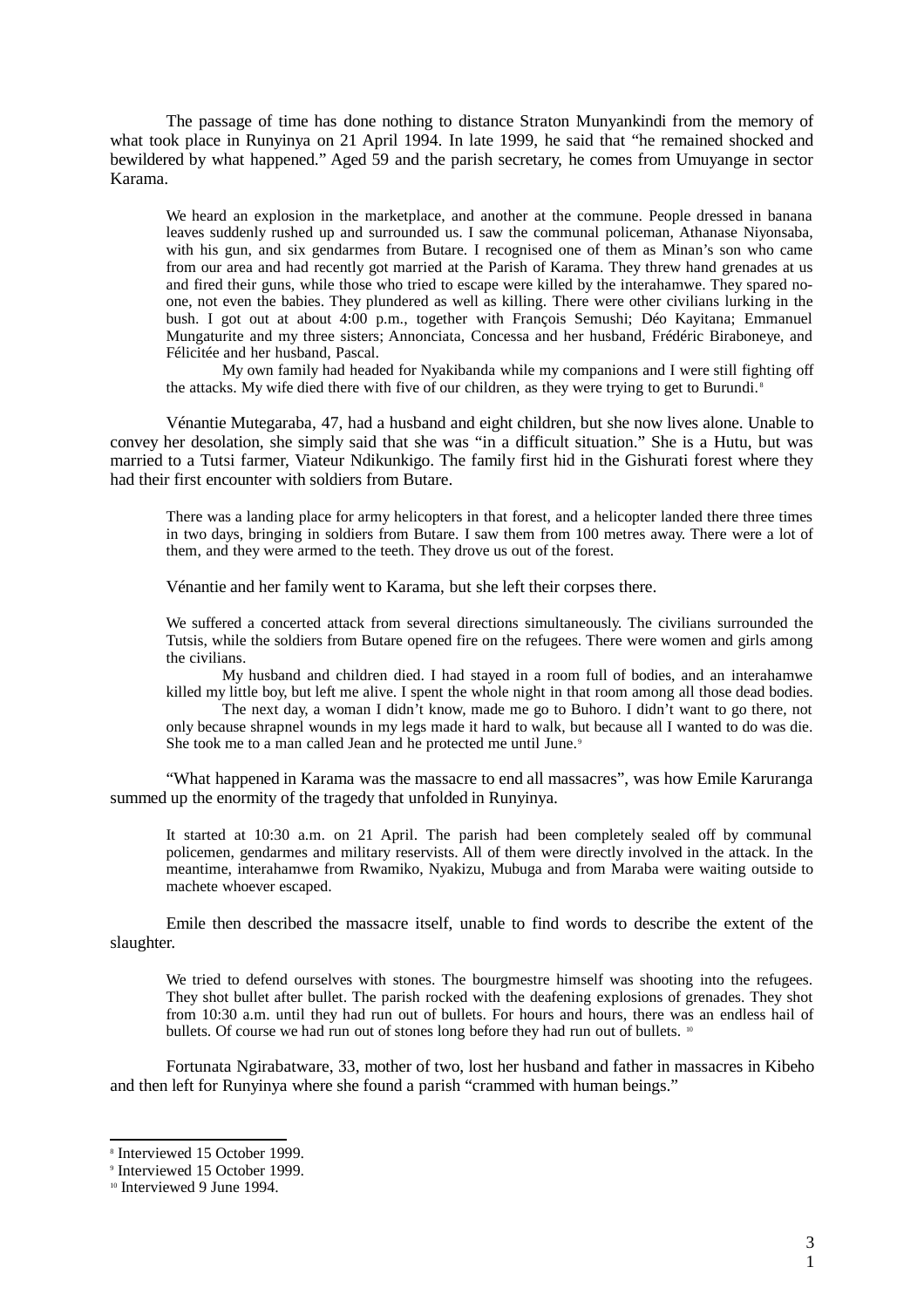The passage of time has done nothing to distance Straton Munyankindi from the memory of what took place in Runyinya on 21 April 1994. In late 1999, he said that "he remained shocked and bewildered by what happened." Aged 59 and the parish secretary, he comes from Umuyange in sector Karama.

> We heard an explosion in the marketplace, and another at the commune. People dressed in banana leaves suddenly rushed up and surrounded us. I saw the communal policeman, Athanase Niyonsaba, with his gun, and six gendarmes from Butare. I recognised one of them as Minan's son who came from our area and had recently got married at the Parish of Karama. They threw hand grenades at us and fired their guns, while those who tried to escape were killed by the interahamwe. They spared no-one, not even the babies. They plundered as well as killing. There were other civilians lurking in the bush. I got out at about 4:00 p.m., together with François Semushi; Déo Kayitana; Emmanuel Mungaturite and my three sisters; Annonciata, Concessa and her husband, Frédéric Biraboneye, and Félicitée and her husband, Pascal.
>
> My own family had headed for Nyakibanda while my companions and I were still fighting off the attacks. My wife died there with five of our children, as they were trying to get to Burundi.[8]

Vénantie Mutegaraba, 47, had a husband and eight children, but she now lives alone. Unable to convey her desolation, she simply said that she was "in a difficult situation." She is a Hutu, but was married to a Tutsi farmer, Viateur Ndikunkigo. The family first hid in the Gishurati forest where they had their first encounter with soldiers from Butare.

> There was a landing place for army helicopters in that forest, and a helicopter landed there three times in two days, bringing in soldiers from Butare. I saw them from 100 metres away. There were a lot of them, and they were armed to the teeth. They drove us out of the forest.

Vénantie and her family went to Karama, but she left their corpses there.

> We suffered a concerted attack from several directions simultaneously. The civilians surrounded the Tutsis, while the soldiers from Butare opened fire on the refugees. There were women and girls among the civilians.
>
> My husband and children died. I had stayed in a room full of bodies, and an interahamwe killed my little boy, but left me alive. I spent the whole night in that room among all those dead bodies.
>
> The next day, a woman I didn't know, made me go to Buhoro. I didn't want to go there, not only because shrapnel wounds in my legs made it hard to walk, but because all I wanted to do was die. She took me to a man called Jean and he protected me until June.[9]

"What happened in Karama was the massacre to end all massacres", was how Emile Karuranga summed up the enormity of the tragedy that unfolded in Runyinya.

> It started at 10:30 a.m. on 21 April. The parish had been completely sealed off by communal policemen, gendarmes and military reservists. All of them were directly involved in the attack. In the meantime, interahamwe from Rwamiko, Nyakizu, Mubuga and from Maraba were waiting outside to machete whoever escaped.

Emile then described the massacre itself, unable to find words to describe the extent of the slaughter.

> We tried to defend ourselves with stones. The bourgmestre himself was shooting into the refugees. They shot bullet after bullet. The parish rocked with the deafening explosions of grenades. They shot from 10:30 a.m. until they had run out of bullets. For hours and hours, there was an endless hail of bullets. Of course we had run out of stones long before they had run out of bullets. [10]

Fortunata Ngirabatware, 33, mother of two, lost her husband and father in massacres in Kibeho and then left for Runyinya where she found a parish "crammed with human beings."

---

[8] Interviewed 15 October 1999.

[9] Interviewed 15 October 1999.

[10] Interviewed 9 June 1994.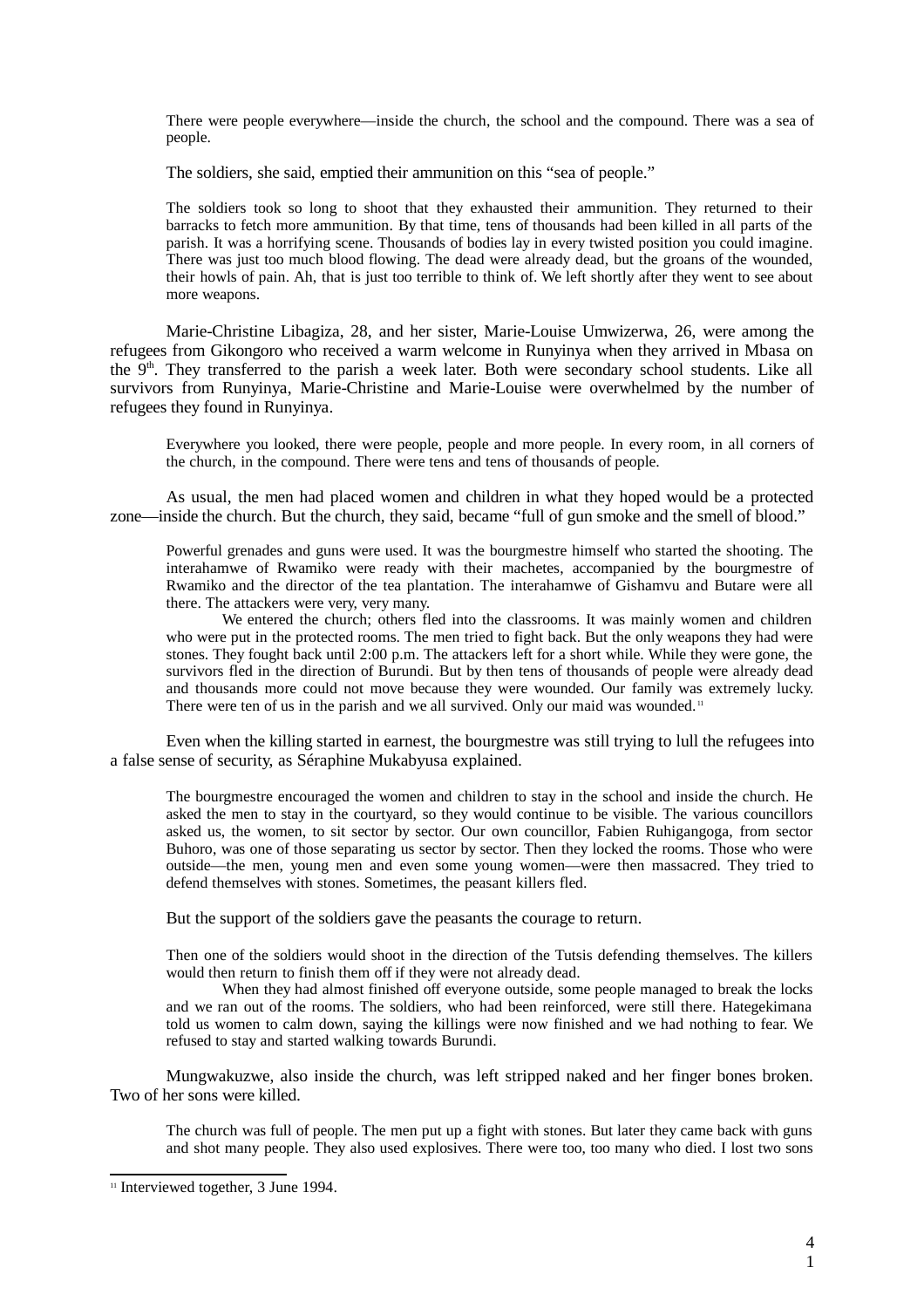> There were people everywhere—inside the church, the school and the compound. There was a sea of people.

The soldiers, she said, emptied their ammunition on this "sea of people."

> The soldiers took so long to shoot that they exhausted their ammunition. They returned to their barracks to fetch more ammunition. By that time, tens of thousands had been killed in all parts of the parish. It was a horrifying scene. Thousands of bodies lay in every twisted position you could imagine. There was just too much blood flowing. The dead were already dead, but the groans of the wounded, their howls of pain. Ah, that is just too terrible to think of. We left shortly after they went to see about more weapons.

Marie-Christine Libagiza, 28, and her sister, Marie-Louise Umwizerwa, 26, were among the refugees from Gikongoro who received a warm welcome in Runyinya when they arrived in Mbasa on the 9th. They transferred to the parish a week later. Both were secondary school students. Like all survivors from Runyinya, Marie-Christine and Marie-Louise were overwhelmed by the number of refugees they found in Runyinya.

> Everywhere you looked, there were people, people and more people. In every room, in all corners of the church, in the compound. There were tens and tens of thousands of people.

As usual, the men had placed women and children in what they hoped would be a protected zone—inside the church. But the church, they said, became "full of gun smoke and the smell of blood."

> Powerful grenades and guns were used. It was the bourgmestre himself who started the shooting. The interahamwe of Rwamiko were ready with their machetes, accompanied by the bourgmestre of Rwamiko and the director of the tea plantation. The interahamwe of Gishamvu and Butare were all there. The attackers were very, very many.
>
> We entered the church; others fled into the classrooms. It was mainly women and children who were put in the protected rooms. The men tried to fight back. But the only weapons they had were stones. They fought back until 2:00 p.m. The attackers left for a short while. While they were gone, the survivors fled in the direction of Burundi. But by then tens of thousands of people were already dead and thousands more could not move because they were wounded. Our family was extremely lucky. There were ten of us in the parish and we all survived. Only our maid was wounded.[11]

Even when the killing started in earnest, the bourgmestre was still trying to lull the refugees into a false sense of security, as Séraphine Mukabyusa explained.

> The bourgmestre encouraged the women and children to stay in the school and inside the church. He asked the men to stay in the courtyard, so they would continue to be visible. The various councillors asked us, the women, to sit sector by sector. Our own councillor, Fabien Ruhigangoga, from sector Buhoro, was one of those separating us sector by sector. Then they locked the rooms. Those who were outside—the men, young men and even some young women—were then massacred. They tried to defend themselves with stones. Sometimes, the peasant killers fled.

But the support of the soldiers gave the peasants the courage to return.

> Then one of the soldiers would shoot in the direction of the Tutsis defending themselves. The killers would then return to finish them off if they were not already dead.
>
> When they had almost finished off everyone outside, some people managed to break the locks and we ran out of the rooms. The soldiers, who had been reinforced, were still there. Hategekimana told us women to calm down, saying the killings were now finished and we had nothing to fear. We refused to stay and started walking towards Burundi.

Mungwakuzwe, also inside the church, was left stripped naked and her finger bones broken. Two of her sons were killed.

> The church was full of people. The men put up a fight with stones. But later they came back with guns and shot many people. They also used explosives. There were too, too many who died. I lost two sons

[11] Interviewed together, 3 June 1994.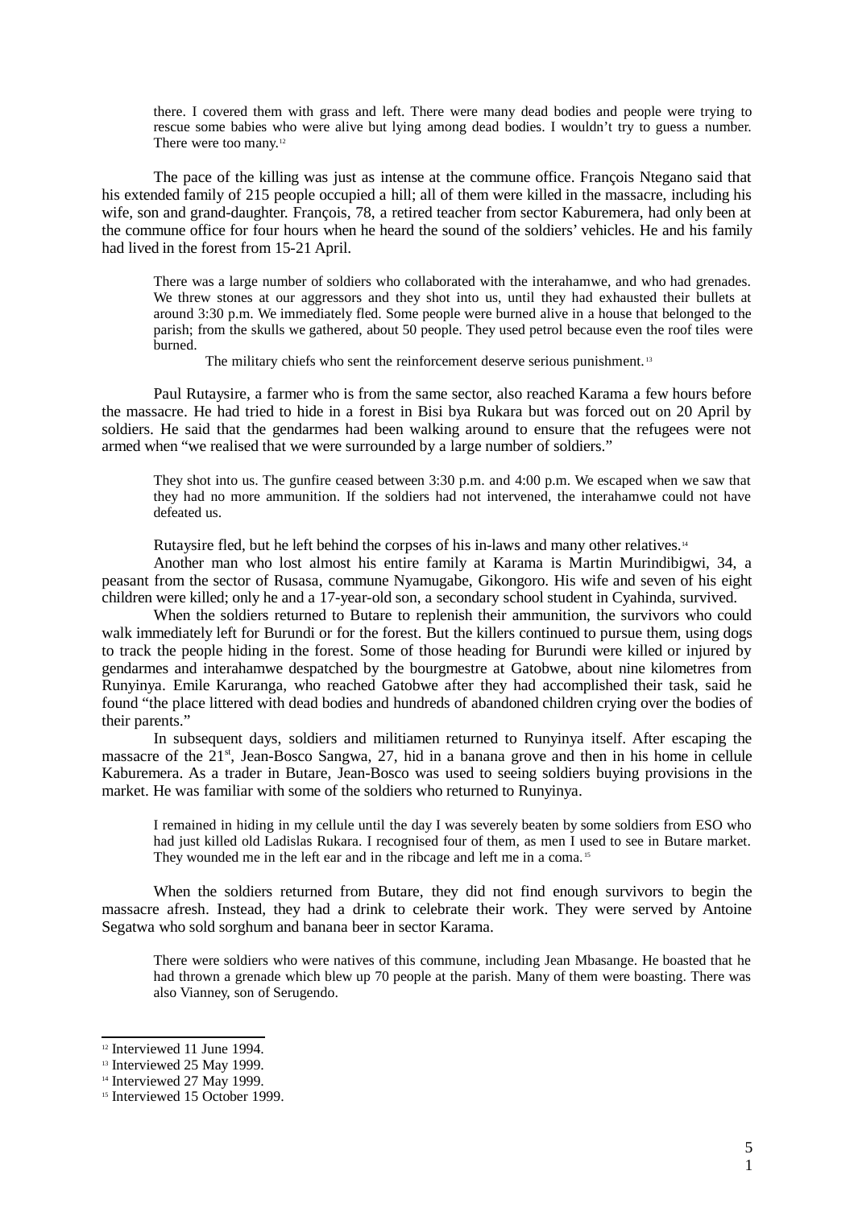> there. I covered them with grass and left. There were many dead bodies and people were trying to rescue some babies who were alive but lying among dead bodies. I wouldn't try to guess a number. There were too many.[12]

The pace of the killing was just as intense at the commune office. François Ntegano said that his extended family of 215 people occupied a hill; all of them were killed in the massacre, including his wife, son and grand-daughter. François, 78, a retired teacher from sector Kaburemera, had only been at the commune office for four hours when he heard the sound of the soldiers' vehicles. He and his family had lived in the forest from 15-21 April.

> There was a large number of soldiers who collaborated with the interahamwe, and who had grenades. We threw stones at our aggressors and they shot into us, until they had exhausted their bullets at around 3:30 p.m. We immediately fled. Some people were burned alive in a house that belonged to the parish; from the skulls we gathered, about 50 people. They used petrol because even the roof tiles were burned.
>
> The military chiefs who sent the reinforcement deserve serious punishment.[13]

Paul Rutaysire, a farmer who is from the same sector, also reached Karama a few hours before the massacre. He had tried to hide in a forest in Bisi bya Rukara but was forced out on 20 April by soldiers. He said that the gendarmes had been walking around to ensure that the refugees were not armed when "we realised that we were surrounded by a large number of soldiers."

> They shot into us. The gunfire ceased between 3:30 p.m. and 4:00 p.m. We escaped when we saw that they had no more ammunition. If the soldiers had not intervened, the interahamwe could not have defeated us.

Rutaysire fled, but he left behind the corpses of his in-laws and many other relatives.[14]

Another man who lost almost his entire family at Karama is Martin Murindibigwi, 34, a peasant from the sector of Rusasa, commune Nyamugabe, Gikongoro. His wife and seven of his eight children were killed; only he and a 17-year-old son, a secondary school student in Cyahinda, survived.

When the soldiers returned to Butare to replenish their ammunition, the survivors who could walk immediately left for Burundi or for the forest. But the killers continued to pursue them, using dogs to track the people hiding in the forest. Some of those heading for Burundi were killed or injured by gendarmes and interahamwe despatched by the bourgmestre at Gatobwe, about nine kilometres from Runyinya. Emile Karuranga, who reached Gatobwe after they had accomplished their task, said he found "the place littered with dead bodies and hundreds of abandoned children crying over the bodies of their parents."

In subsequent days, soldiers and militiamen returned to Runyinya itself. After escaping the massacre of the 21st, Jean-Bosco Sangwa, 27, hid in a banana grove and then in his home in cellule Kaburemera. As a trader in Butare, Jean-Bosco was used to seeing soldiers buying provisions in the market. He was familiar with some of the soldiers who returned to Runyinya.

> I remained in hiding in my cellule until the day I was severely beaten by some soldiers from ESO who had just killed old Ladislas Rukara. I recognised four of them, as men I used to see in Butare market. They wounded me in the left ear and in the ribcage and left me in a coma.[15]

When the soldiers returned from Butare, they did not find enough survivors to begin the massacre afresh. Instead, they had a drink to celebrate their work. They were served by Antoine Segatwa who sold sorghum and banana beer in sector Karama.

> There were soldiers who were natives of this commune, including Jean Mbasange. He boasted that he had thrown a grenade which blew up 70 people at the parish. Many of them were boasting. There was also Vianney, son of Serugendo.

---

[12] Interviewed 11 June 1994.

[13] Interviewed 25 May 1999.

[14] Interviewed 27 May 1999.

[15] Interviewed 15 October 1999.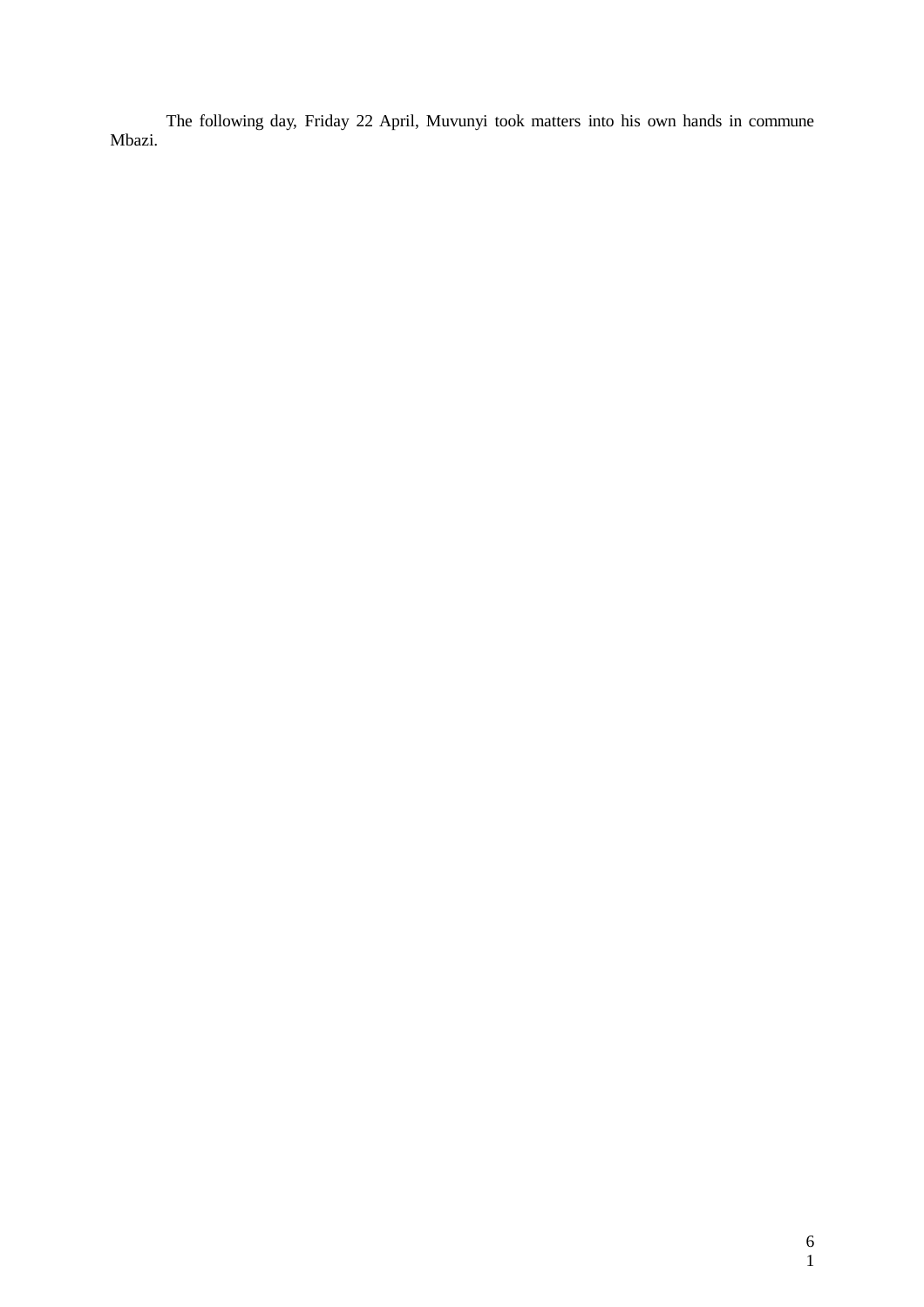The following day, Friday 22 April, Muvunyi took matters into his own hands in commune Mbazi.